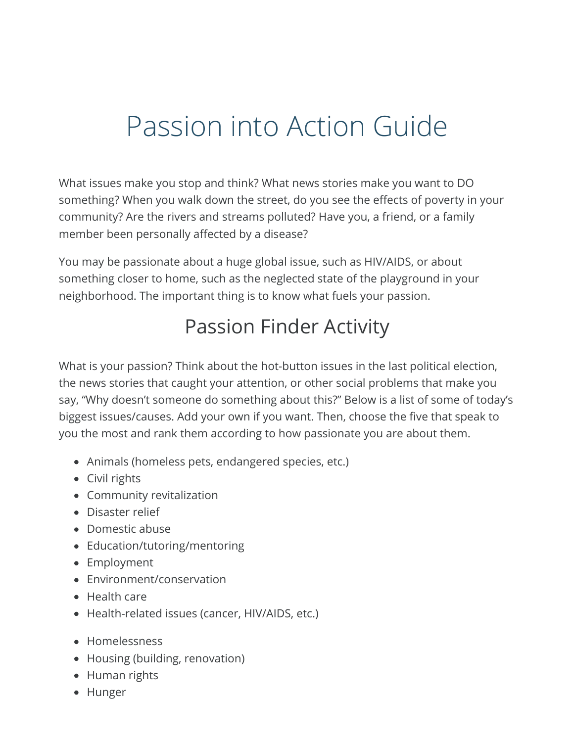# Passion into Action Guide

What issues make you stop and think? What news stories make you want to DO something? When you walk down the street, do you see the effects of poverty in your community? Are the rivers and streams polluted? Have you, a friend, or a family member been personally affected by a disease?

You may be passionate about a huge global issue, such as HIV/AIDS, or about something closer to home, such as the neglected state of the playground in your neighborhood. The important thing is to know what fuels your passion.

## Passion Finder Activity

What is your passion? Think about the hot-button issues in the last political election, the news stories that caught your attention, or other social problems that make you say, "Why doesn't someone do something about this?" Below is a list of some of today's biggest issues/causes. Add your own if you want. Then, choose the five that speak to you the most and rank them according to how passionate you are about them.

- Animals (homeless pets, endangered species, etc.)
- Civil rights
- Community revitalization
- Disaster relief
- Domestic abuse
- Education/tutoring/mentoring
- Employment
- Environment/conservation
- Health care
- Health-related issues (cancer, HIV/AIDS, etc.)
- Homelessness
- Housing (building, renovation)
- Human rights
- Hunger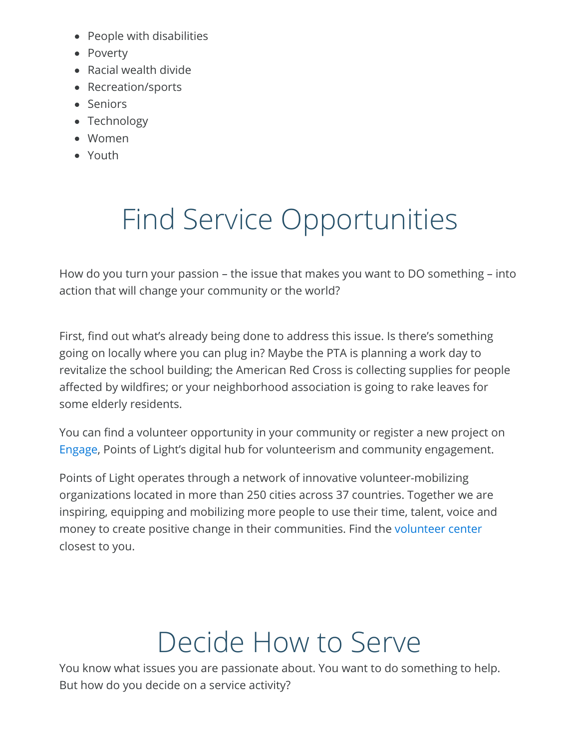- People with disabilities
- Poverty
- Racial wealth divide
- Recreation/sports
- Seniors
- Technology
- Women
- Youth

# Find Service Opportunities

How do you turn your passion – the issue that makes you want to DO something – into action that will change your community or the world?

First, find out what's already being done to address this issue. Is there's something going on locally where you can plug in? Maybe the PTA is planning a work day to revitalize the school building; the American Red Cross is collecting supplies for people affected by wildfires; or your neighborhood association is going to rake leaves for some elderly residents.

You can find a volunteer opportunity in your community or register a new project on Engage, Points of Light's digital hub for volunteerism and community engagement.

Points of Light operates through a network of innovative volunteer-mobilizing organizations located in more than 250 cities across 37 countries. Together we are inspiring, equipping and mobilizing more people to use their time, talent, voice and money to create positive change in their communities. Find the volunteer center closest to you.

# Decide How to Serve

You know what issues you are passionate about. You want to do something to help. But how do you decide on a service activity?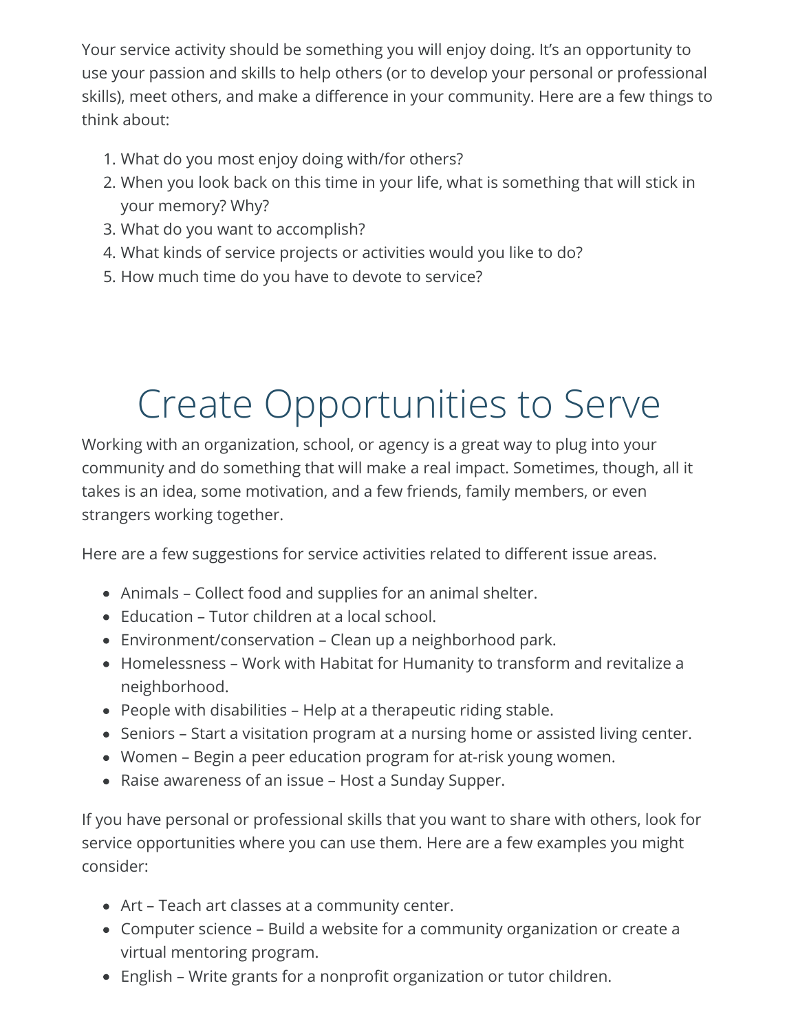Your service activity should be something you will enjoy doing. It's an opportunity to use your passion and skills to help others (or to develop your personal or professional skills), meet others, and make a difference in your community. Here are a few things to think about:

1. What do you most enjoy doing with/for others?
2. When you look back on this time in your life, what is something that will stick in your memory? Why?
3. What do you want to accomplish?
4. What kinds of service projects or activities would you like to do?
5. How much time do you have to devote to service?

# Create Opportunities to Serve

Working with an organization, school, or agency is a great way to plug into your community and do something that will make a real impact. Sometimes, though, all it takes is an idea, some motivation, and a few friends, family members, or even strangers working together.

Here are a few suggestions for service activities related to different issue areas.

- Animals – Collect food and supplies for an animal shelter.
- Education – Tutor children at a local school.
- Environment/conservation – Clean up a neighborhood park.
- Homelessness – Work with Habitat for Humanity to transform and revitalize a neighborhood.
- People with disabilities – Help at a therapeutic riding stable.
- Seniors – Start a visitation program at a nursing home or assisted living center.
- Women – Begin a peer education program for at-risk young women.
- Raise awareness of an issue – Host a Sunday Supper.

If you have personal or professional skills that you want to share with others, look for service opportunities where you can use them. Here are a few examples you might consider:

- Art – Teach art classes at a community center.
- Computer science – Build a website for a community organization or create a virtual mentoring program.
- English – Write grants for a nonprofit organization or tutor children.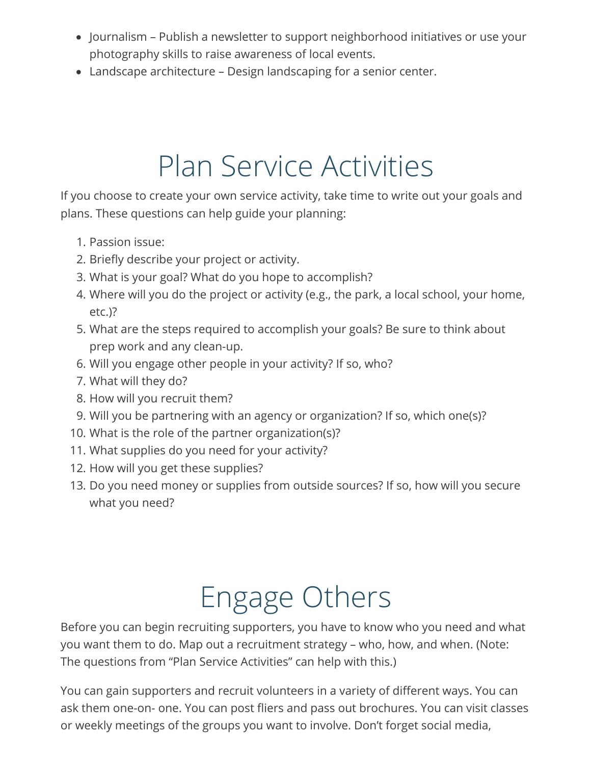- Journalism – Publish a newsletter to support neighborhood initiatives or use your photography skills to raise awareness of local events.
- Landscape architecture – Design landscaping for a senior center.

# Plan Service Activities

If you choose to create your own service activity, take time to write out your goals and plans. These questions can help guide your planning:

1. Passion issue:
2. Briefly describe your project or activity.
3. What is your goal? What do you hope to accomplish?
4. Where will you do the project or activity (e.g., the park, a local school, your home, etc.)?
5. What are the steps required to accomplish your goals? Be sure to think about prep work and any clean-up.
6. Will you engage other people in your activity? If so, who?
7. What will they do?
8. How will you recruit them?
9. Will you be partnering with an agency or organization? If so, which one(s)?
10. What is the role of the partner organization(s)?
11. What supplies do you need for your activity?
12. How will you get these supplies?
13. Do you need money or supplies from outside sources? If so, how will you secure what you need?

# Engage Others

Before you can begin recruiting supporters, you have to know who you need and what you want them to do. Map out a recruitment strategy – who, how, and when. (Note: The questions from "Plan Service Activities" can help with this.)

You can gain supporters and recruit volunteers in a variety of different ways. You can ask them one-on- one. You can post fliers and pass out brochures. You can visit classes or weekly meetings of the groups you want to involve. Don't forget social media,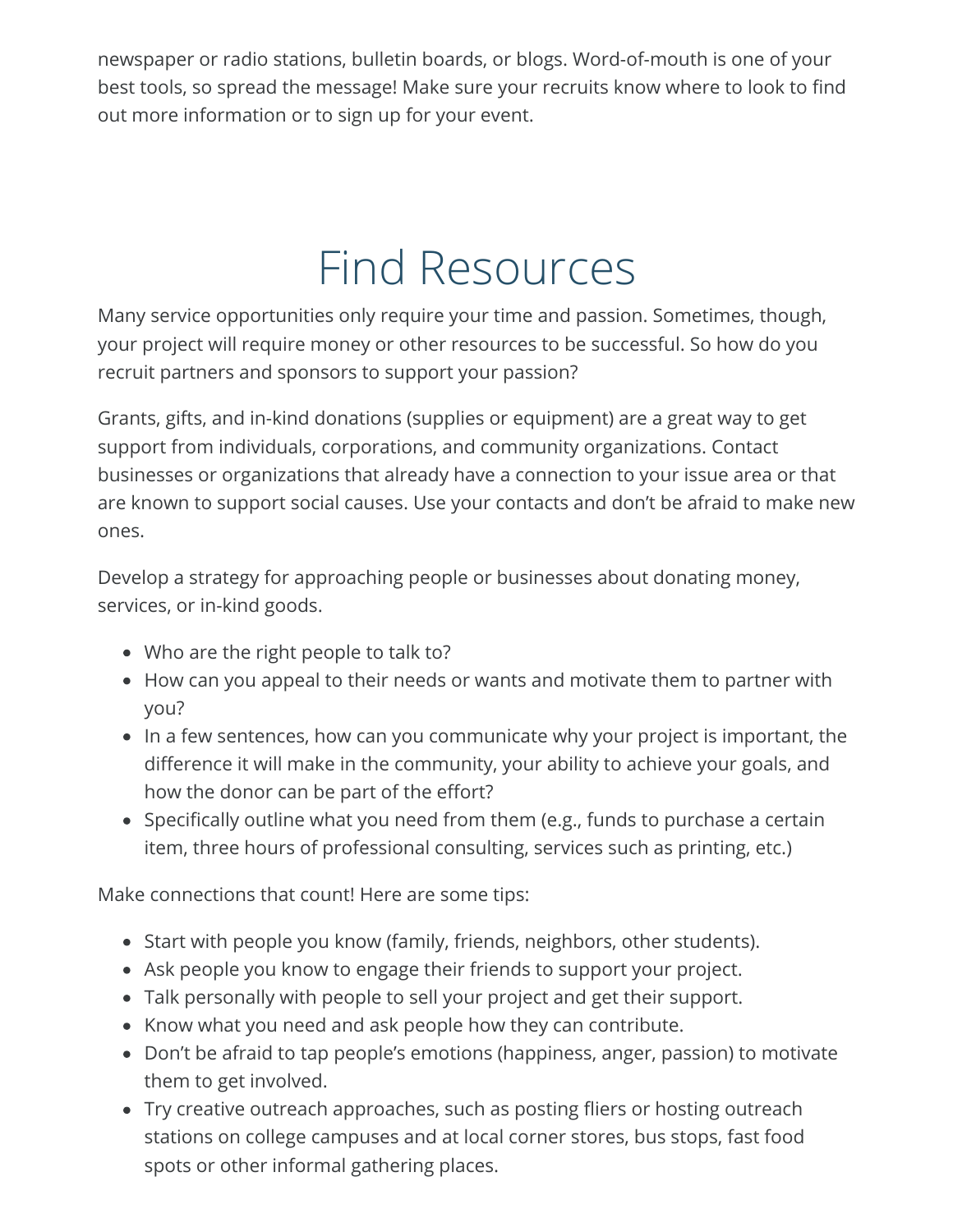newspaper or radio stations, bulletin boards, or blogs. Word-of-mouth is one of your best tools, so spread the message! Make sure your recruits know where to look to find out more information or to sign up for your event.

# Find Resources

Many service opportunities only require your time and passion. Sometimes, though, your project will require money or other resources to be successful. So how do you recruit partners and sponsors to support your passion?

Grants, gifts, and in-kind donations (supplies or equipment) are a great way to get support from individuals, corporations, and community organizations. Contact businesses or organizations that already have a connection to your issue area or that are known to support social causes. Use your contacts and don't be afraid to make new ones.

Develop a strategy for approaching people or businesses about donating money, services, or in-kind goods.

- Who are the right people to talk to?
- How can you appeal to their needs or wants and motivate them to partner with you?
- In a few sentences, how can you communicate why your project is important, the difference it will make in the community, your ability to achieve your goals, and how the donor can be part of the effort?
- Specifically outline what you need from them (e.g., funds to purchase a certain item, three hours of professional consulting, services such as printing, etc.)

Make connections that count! Here are some tips:

- Start with people you know (family, friends, neighbors, other students).
- Ask people you know to engage their friends to support your project.
- Talk personally with people to sell your project and get their support.
- Know what you need and ask people how they can contribute.
- Don't be afraid to tap people's emotions (happiness, anger, passion) to motivate them to get involved.
- Try creative outreach approaches, such as posting fliers or hosting outreach stations on college campuses and at local corner stores, bus stops, fast food spots or other informal gathering places.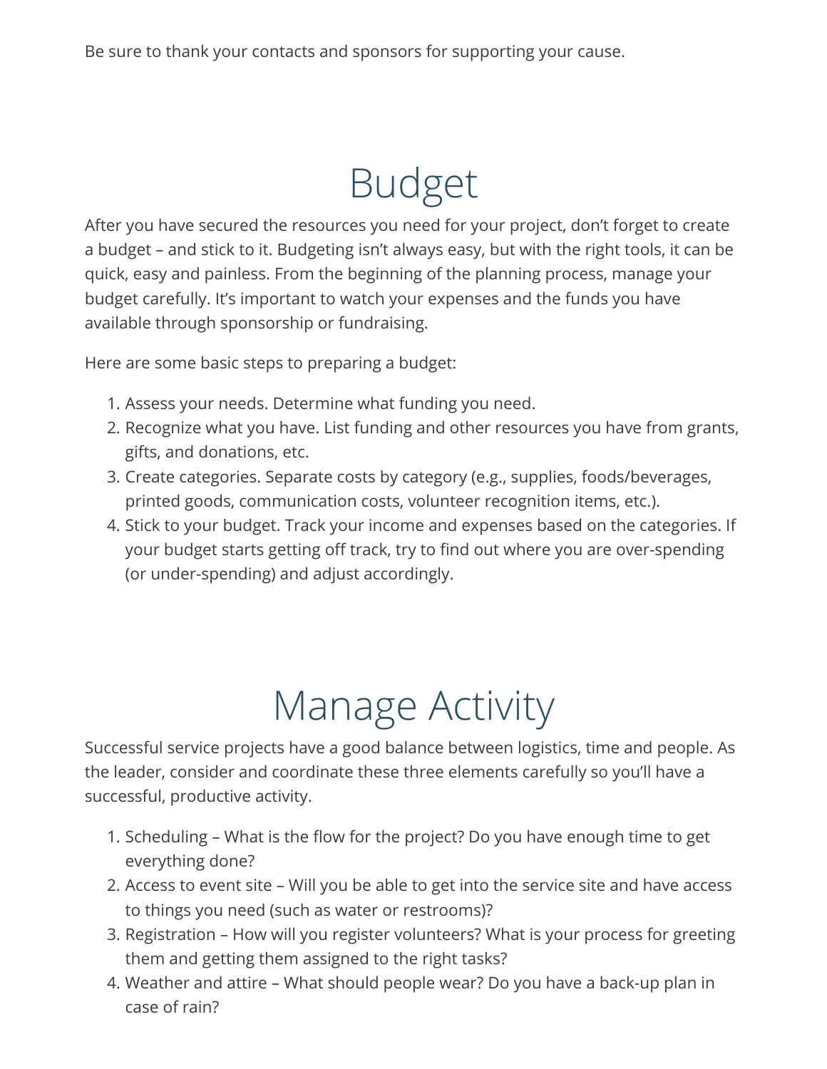Be sure to thank your contacts and sponsors for supporting your cause.

# Budget

After you have secured the resources you need for your project, don't forget to create a budget – and stick to it. Budgeting isn't always easy, but with the right tools, it can be quick, easy and painless. From the beginning of the planning process, manage your budget carefully. It's important to watch your expenses and the funds you have available through sponsorship or fundraising.

Here are some basic steps to preparing a budget:

1. Assess your needs. Determine what funding you need.
2. Recognize what you have. List funding and other resources you have from grants, gifts, and donations, etc.
3. Create categories. Separate costs by category (e.g., supplies, foods/beverages, printed goods, communication costs, volunteer recognition items, etc.).
4. Stick to your budget. Track your income and expenses based on the categories. If your budget starts getting off track, try to find out where you are over-spending (or under-spending) and adjust accordingly.

# Manage Activity

Successful service projects have a good balance between logistics, time and people. As the leader, consider and coordinate these three elements carefully so you'll have a successful, productive activity.

1. Scheduling – What is the flow for the project? Do you have enough time to get everything done?
2. Access to event site – Will you be able to get into the service site and have access to things you need (such as water or restrooms)?
3. Registration – How will you register volunteers? What is your process for greeting them and getting them assigned to the right tasks?
4. Weather and attire – What should people wear? Do you have a back-up plan in case of rain?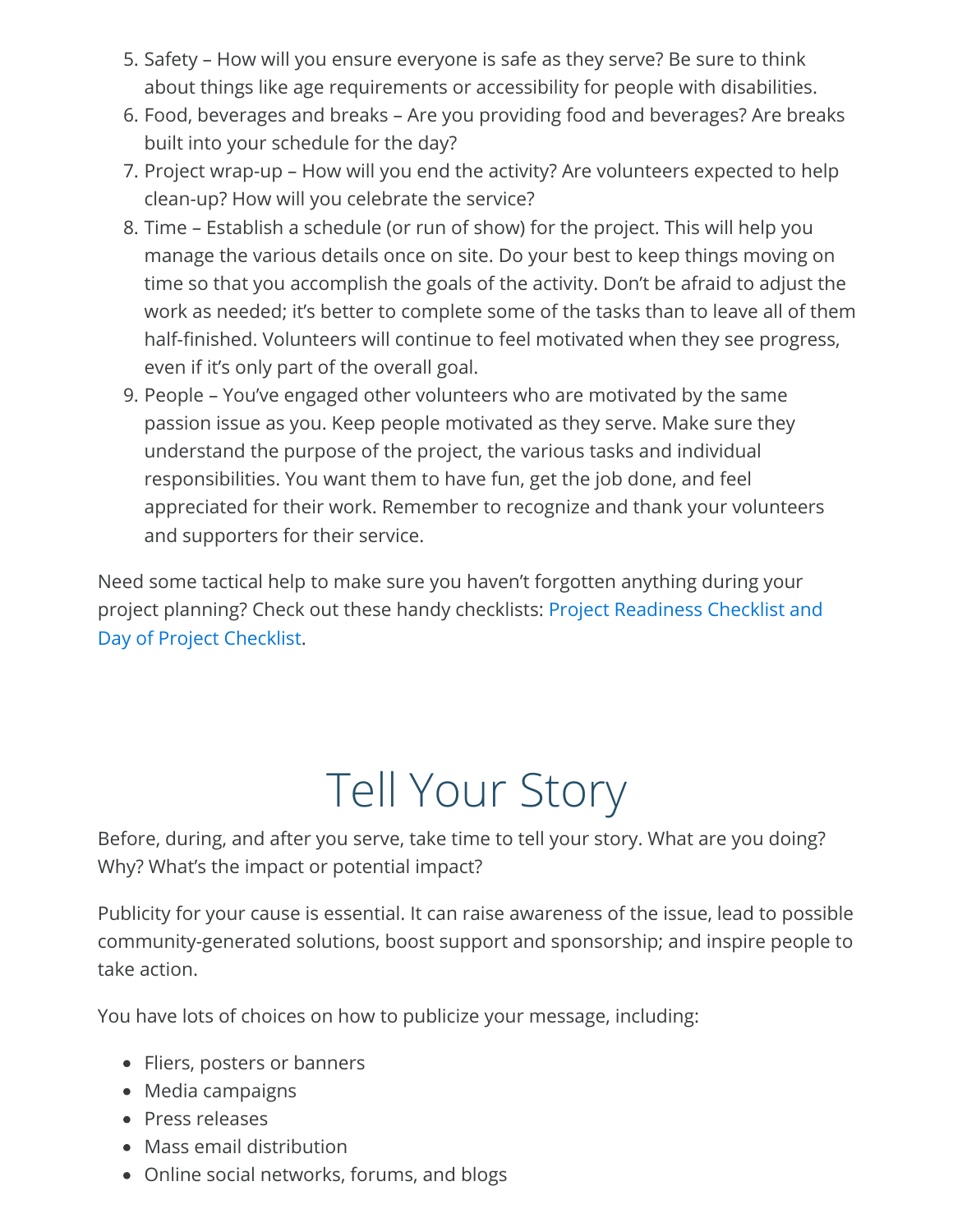5. Safety – How will you ensure everyone is safe as they serve? Be sure to think about things like age requirements or accessibility for people with disabilities.
6. Food, beverages and breaks – Are you providing food and beverages? Are breaks built into your schedule for the day?
7. Project wrap-up – How will you end the activity? Are volunteers expected to help clean-up? How will you celebrate the service?
8. Time – Establish a schedule (or run of show) for the project. This will help you manage the various details once on site. Do your best to keep things moving on time so that you accomplish the goals of the activity. Don't be afraid to adjust the work as needed; it's better to complete some of the tasks than to leave all of them half-finished. Volunteers will continue to feel motivated when they see progress, even if it's only part of the overall goal.
9. People – You've engaged other volunteers who are motivated by the same passion issue as you. Keep people motivated as they serve. Make sure they understand the purpose of the project, the various tasks and individual responsibilities. You want them to have fun, get the job done, and feel appreciated for their work. Remember to recognize and thank your volunteers and supporters for their service.

Need some tactical help to make sure you haven't forgotten anything during your project planning? Check out these handy checklists: Project Readiness Checklist and Day of Project Checklist.

# Tell Your Story

Before, during, and after you serve, take time to tell your story. What are you doing? Why? What's the impact or potential impact?

Publicity for your cause is essential. It can raise awareness of the issue, lead to possible community-generated solutions, boost support and sponsorship; and inspire people to take action.

You have lots of choices on how to publicize your message, including:

- Fliers, posters or banners
- Media campaigns
- Press releases
- Mass email distribution
- Online social networks, forums, and blogs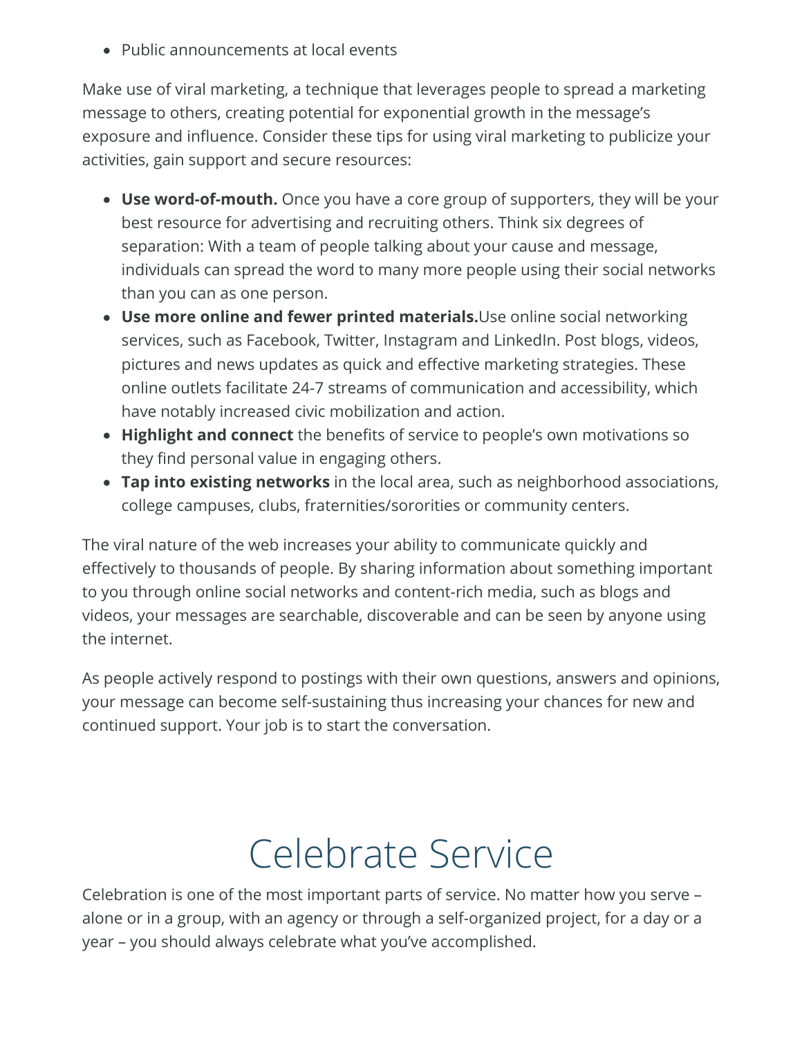- Public announcements at local events

Make use of viral marketing, a technique that leverages people to spread a marketing message to others, creating potential for exponential growth in the message's exposure and influence. Consider these tips for using viral marketing to publicize your activities, gain support and secure resources:

- **Use word-of-mouth.** Once you have a core group of supporters, they will be your best resource for advertising and recruiting others. Think six degrees of separation: With a team of people talking about your cause and message, individuals can spread the word to many more people using their social networks than you can as one person.
- **Use more online and fewer printed materials.**Use online social networking services, such as Facebook, Twitter, Instagram and LinkedIn. Post blogs, videos, pictures and news updates as quick and effective marketing strategies. These online outlets facilitate 24-7 streams of communication and accessibility, which have notably increased civic mobilization and action.
- **Highlight and connect** the benefits of service to people's own motivations so they find personal value in engaging others.
- **Tap into existing networks** in the local area, such as neighborhood associations, college campuses, clubs, fraternities/sororities or community centers.

The viral nature of the web increases your ability to communicate quickly and effectively to thousands of people. By sharing information about something important to you through online social networks and content-rich media, such as blogs and videos, your messages are searchable, discoverable and can be seen by anyone using the internet.

As people actively respond to postings with their own questions, answers and opinions, your message can become self-sustaining thus increasing your chances for new and continued support. Your job is to start the conversation.

# Celebrate Service

Celebration is one of the most important parts of service. No matter how you serve – alone or in a group, with an agency or through a self-organized project, for a day or a year – you should always celebrate what you've accomplished.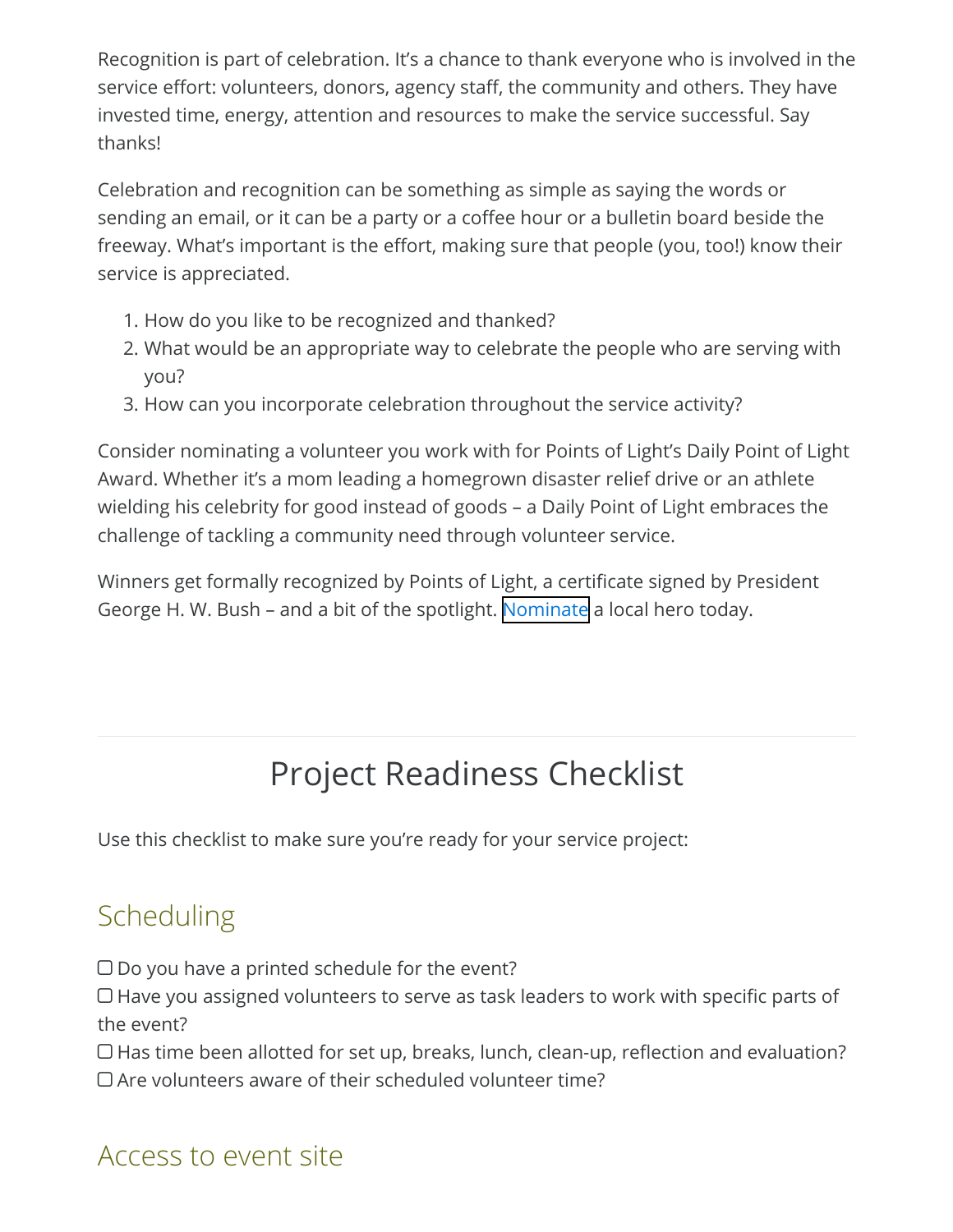Recognition is part of celebration. It's a chance to thank everyone who is involved in the service effort: volunteers, donors, agency staff, the community and others. They have invested time, energy, attention and resources to make the service successful. Say thanks!

Celebration and recognition can be something as simple as saying the words or sending an email, or it can be a party or a coffee hour or a bulletin board beside the freeway. What's important is the effort, making sure that people (you, too!) know their service is appreciated.

1. How do you like to be recognized and thanked?
2. What would be an appropriate way to celebrate the people who are serving with you?
3. How can you incorporate celebration throughout the service activity?

Consider nominating a volunteer you work with for Points of Light's Daily Point of Light Award. Whether it's a mom leading a homegrown disaster relief drive or an athlete wielding his celebrity for good instead of goods – a Daily Point of Light embraces the challenge of tackling a community need through volunteer service.

Winners get formally recognized by Points of Light, a certificate signed by President George H. W. Bush – and a bit of the spotlight. Nominate a local hero today.

---

# Project Readiness Checklist

Use this checklist to make sure you're ready for your service project:

## Scheduling

☐ Do you have a printed schedule for the event?
☐ Have you assigned volunteers to serve as task leaders to work with specific parts of the event?
☐ Has time been allotted for set up, breaks, lunch, clean-up, reflection and evaluation?
☐ Are volunteers aware of their scheduled volunteer time?

## Access to event site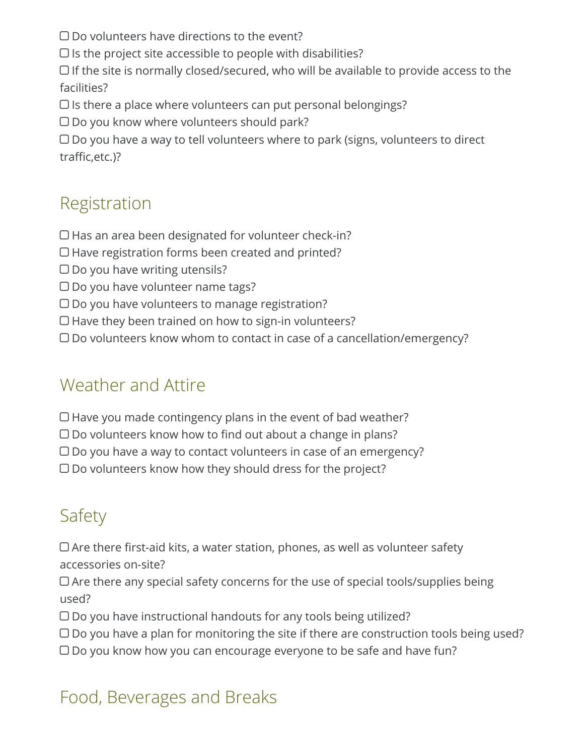☐ Do volunteers have directions to the event?
☐ Is the project site accessible to people with disabilities?
☐ If the site is normally closed/secured, who will be available to provide access to the facilities?
☐ Is there a place where volunteers can put personal belongings?
☐ Do you know where volunteers should park?
☐ Do you have a way to tell volunteers where to park (signs, volunteers to direct traffic,etc.)?

## Registration

☐ Has an area been designated for volunteer check-in?
☐ Have registration forms been created and printed?
☐ Do you have writing utensils?
☐ Do you have volunteer name tags?
☐ Do you have volunteers to manage registration?
☐ Have they been trained on how to sign-in volunteers?
☐ Do volunteers know whom to contact in case of a cancellation/emergency?

## Weather and Attire

☐ Have you made contingency plans in the event of bad weather?
☐ Do volunteers know how to find out about a change in plans?
☐ Do you have a way to contact volunteers in case of an emergency?
☐ Do volunteers know how they should dress for the project?

## Safety

☐ Are there first-aid kits, a water station, phones, as well as volunteer safety accessories on-site?
☐ Are there any special safety concerns for the use of special tools/supplies being used?
☐ Do you have instructional handouts for any tools being utilized?
☐ Do you have a plan for monitoring the site if there are construction tools being used?
☐ Do you know how you can encourage everyone to be safe and have fun?

## Food, Beverages and Breaks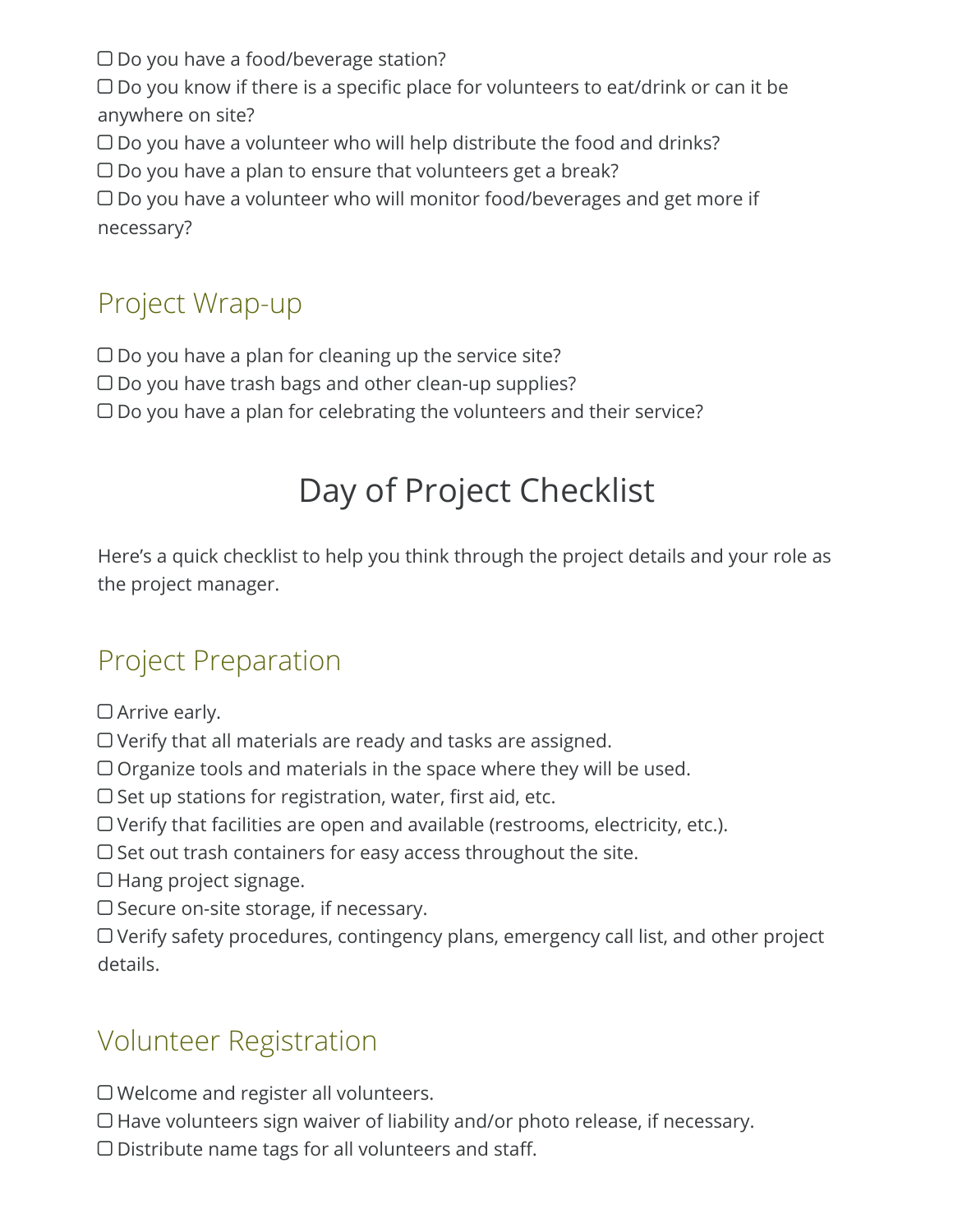☐ Do you have a food/beverage station?
☐ Do you know if there is a specific place for volunteers to eat/drink or can it be anywhere on site?
☐ Do you have a volunteer who will help distribute the food and drinks?
☐ Do you have a plan to ensure that volunteers get a break?
☐ Do you have a volunteer who will monitor food/beverages and get more if necessary?

## Project Wrap-up

☐ Do you have a plan for cleaning up the service site?
☐ Do you have trash bags and other clean-up supplies?
☐ Do you have a plan for celebrating the volunteers and their service?

# Day of Project Checklist

Here's a quick checklist to help you think through the project details and your role as the project manager.

## Project Preparation

☐ Arrive early.
☐ Verify that all materials are ready and tasks are assigned.
☐ Organize tools and materials in the space where they will be used.
☐ Set up stations for registration, water, first aid, etc.
☐ Verify that facilities are open and available (restrooms, electricity, etc.).
☐ Set out trash containers for easy access throughout the site.
☐ Hang project signage.
☐ Secure on-site storage, if necessary.
☐ Verify safety procedures, contingency plans, emergency call list, and other project details.

## Volunteer Registration

☐ Welcome and register all volunteers.
☐ Have volunteers sign waiver of liability and/or photo release, if necessary.
☐ Distribute name tags for all volunteers and staff.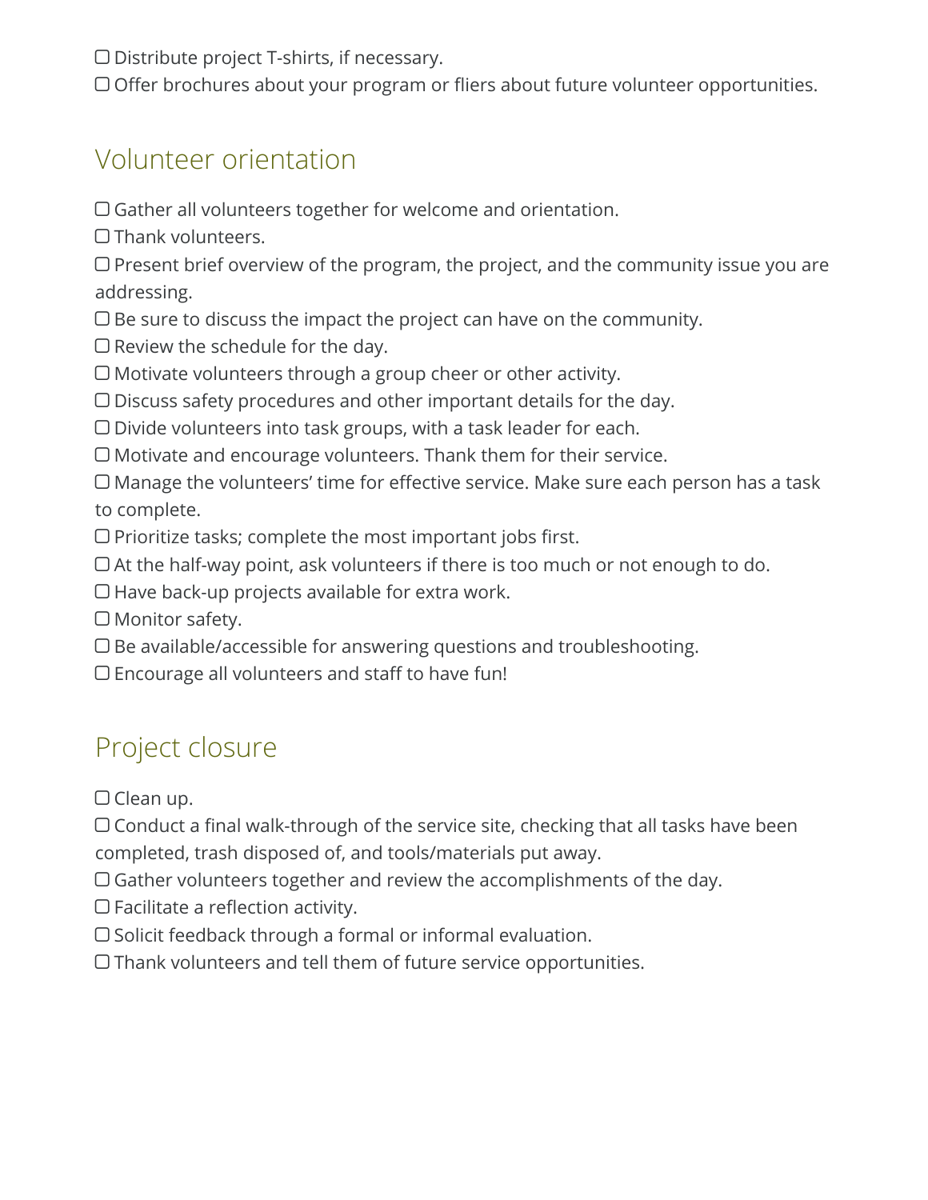☐ Distribute project T-shirts, if necessary.

☐ Offer brochures about your program or fliers about future volunteer opportunities.

## Volunteer orientation

☐ Gather all volunteers together for welcome and orientation.

☐ Thank volunteers.

☐ Present brief overview of the program, the project, and the community issue you are addressing.

☐ Be sure to discuss the impact the project can have on the community.

☐ Review the schedule for the day.

☐ Motivate volunteers through a group cheer or other activity.

☐ Discuss safety procedures and other important details for the day.

☐ Divide volunteers into task groups, with a task leader for each.

☐ Motivate and encourage volunteers. Thank them for their service.

☐ Manage the volunteers' time for effective service. Make sure each person has a task to complete.

☐ Prioritize tasks; complete the most important jobs first.

☐ At the half-way point, ask volunteers if there is too much or not enough to do.

☐ Have back-up projects available for extra work.

☐ Monitor safety.

☐ Be available/accessible for answering questions and troubleshooting.

☐ Encourage all volunteers and staff to have fun!

## Project closure

☐ Clean up.

☐ Conduct a final walk-through of the service site, checking that all tasks have been completed, trash disposed of, and tools/materials put away.

☐ Gather volunteers together and review the accomplishments of the day.

☐ Facilitate a reflection activity.

☐ Solicit feedback through a formal or informal evaluation.

☐ Thank volunteers and tell them of future service opportunities.